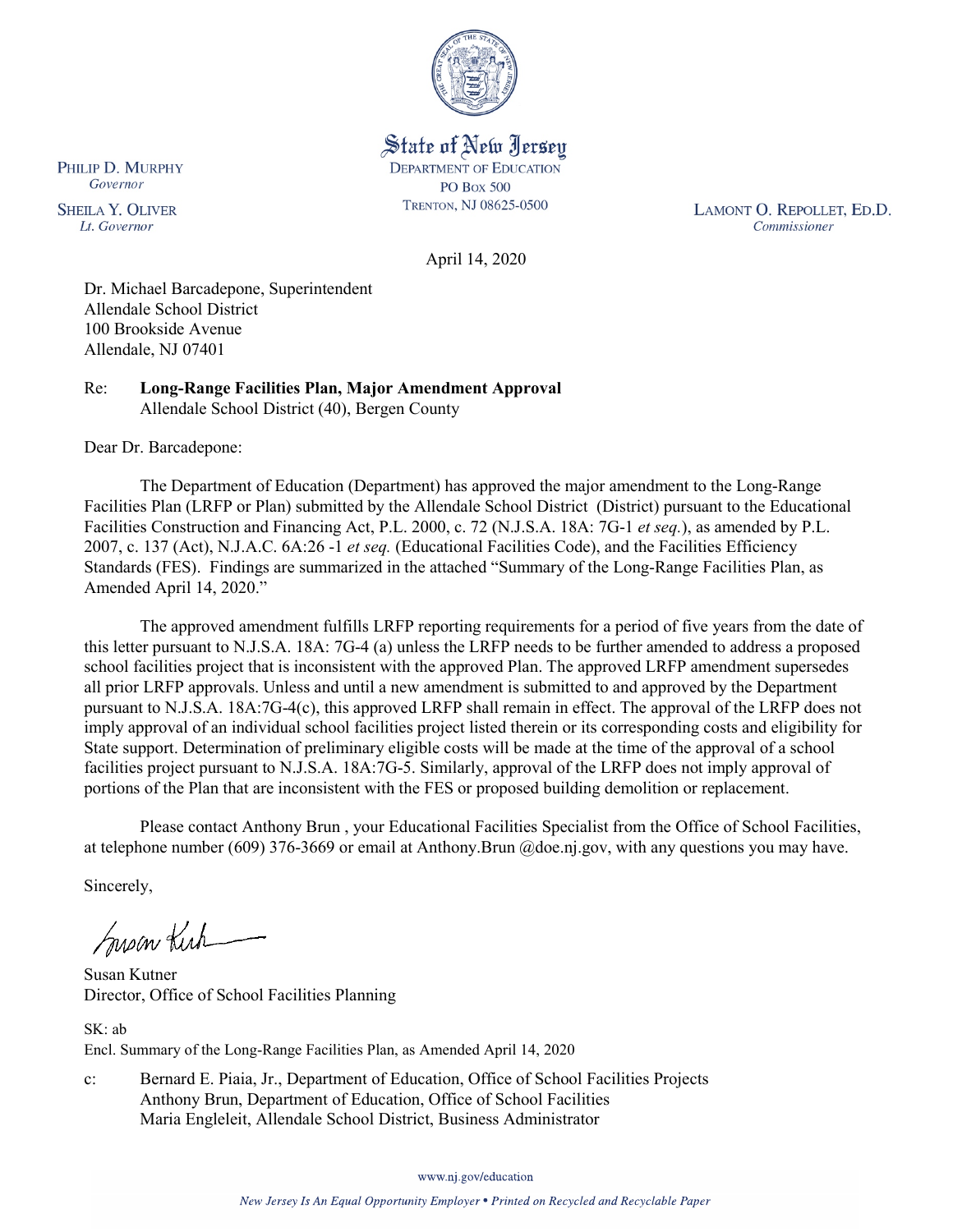State of New Jersey
DEPARTMENT OF EDUCATION
PO BOX 500
TRENTON, NJ 08625-0500

PHILIP D. MURPHY
*Governor*

SHEILA Y. OLIVER
*Lt. Governor*

LAMONT O. REPOLLET, ED.D.
*Commissioner*

April 14, 2020

Dr. Michael Barcadepone, Superintendent
Allendale School District
100 Brookside Avenue
Allendale, NJ 07401

Re: **Long-Range Facilities Plan, Major Amendment Approval**
Allendale School District (40), Bergen County

Dear Dr. Barcadepone:

The Department of Education (Department) has approved the major amendment to the Long-Range Facilities Plan (LRFP or Plan) submitted by the Allendale School District (District) pursuant to the Educational Facilities Construction and Financing Act, P.L. 2000, c. 72 (N.J.S.A. 18A: 7G-1 *et seq.*), as amended by P.L. 2007, c. 137 (Act), N.J.A.C. 6A:26 -1 *et seq.* (Educational Facilities Code), and the Facilities Efficiency Standards (FES). Findings are summarized in the attached "Summary of the Long-Range Facilities Plan, as Amended April 14, 2020."

The approved amendment fulfills LRFP reporting requirements for a period of five years from the date of this letter pursuant to N.J.S.A. 18A: 7G-4 (a) unless the LRFP needs to be further amended to address a proposed school facilities project that is inconsistent with the approved Plan. The approved LRFP amendment supersedes all prior LRFP approvals. Unless and until a new amendment is submitted to and approved by the Department pursuant to N.J.S.A. 18A:7G-4(c), this approved LRFP shall remain in effect. The approval of the LRFP does not imply approval of an individual school facilities project listed therein or its corresponding costs and eligibility for State support. Determination of preliminary eligible costs will be made at the time of the approval of a school facilities project pursuant to N.J.S.A. 18A:7G-5. Similarly, approval of the LRFP does not imply approval of portions of the Plan that are inconsistent with the FES or proposed building demolition or replacement.

Please contact Anthony Brun , your Educational Facilities Specialist from the Office of School Facilities, at telephone number (609) 376-3669 or email at Anthony.Brun @doe.nj.gov, with any questions you may have.

Sincerely,

Susan Kutner
Director, Office of School Facilities Planning

SK: ab
Encl. Summary of the Long-Range Facilities Plan, as Amended April 14, 2020

c: Bernard E. Piaia, Jr., Department of Education, Office of School Facilities Projects
Anthony Brun, Department of Education, Office of School Facilities
Maria Engleleit, Allendale School District, Business Administrator

www.nj.gov/education

*New Jersey Is An Equal Opportunity Employer • Printed on Recycled and Recyclable Paper*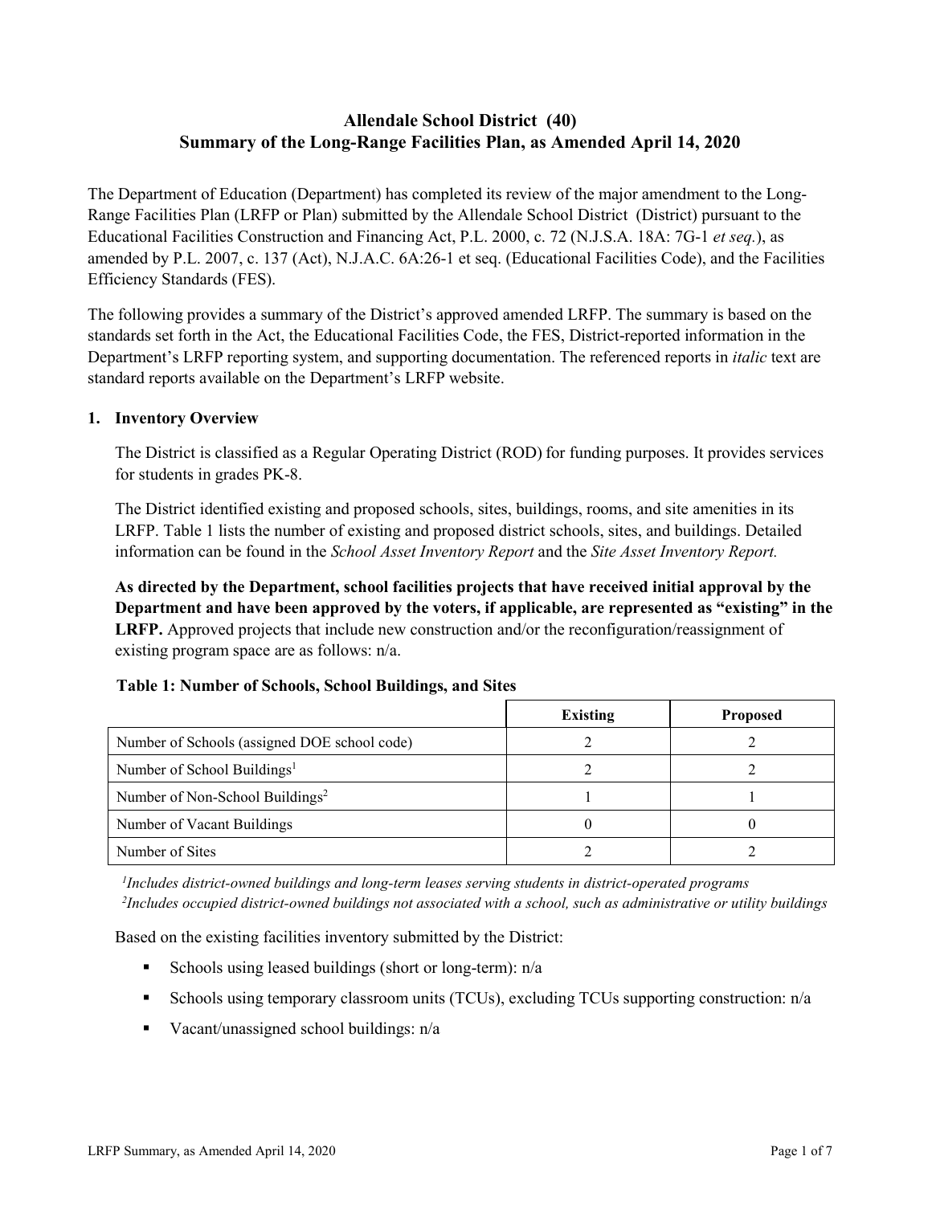# Allendale School District (40)
## Summary of the Long-Range Facilities Plan, as Amended April 14, 2020

The Department of Education (Department) has completed its review of the major amendment to the Long-Range Facilities Plan (LRFP or Plan) submitted by the Allendale School District (District) pursuant to the Educational Facilities Construction and Financing Act, P.L. 2000, c. 72 (N.J.S.A. 18A: 7G-1 *et seq.*), as amended by P.L. 2007, c. 137 (Act), N.J.A.C. 6A:26-1 et seq. (Educational Facilities Code), and the Facilities Efficiency Standards (FES).

The following provides a summary of the District's approved amended LRFP. The summary is based on the standards set forth in the Act, the Educational Facilities Code, the FES, District-reported information in the Department's LRFP reporting system, and supporting documentation. The referenced reports in *italic* text are standard reports available on the Department's LRFP website.

### 1. Inventory Overview

The District is classified as a Regular Operating District (ROD) for funding purposes. It provides services for students in grades PK-8.

The District identified existing and proposed schools, sites, buildings, rooms, and site amenities in its LRFP. Table 1 lists the number of existing and proposed district schools, sites, and buildings. Detailed information can be found in the *School Asset Inventory Report* and the *Site Asset Inventory Report.*

**As directed by the Department, school facilities projects that have received initial approval by the Department and have been approved by the voters, if applicable, are represented as "existing" in the LRFP.** Approved projects that include new construction and/or the reconfiguration/reassignment of existing program space are as follows: n/a.

**Table 1: Number of Schools, School Buildings, and Sites**

| | Existing | Proposed |
|---|---|---|
| Number of Schools (assigned DOE school code) | 2 | 2 |
| Number of School Buildings[1] | 2 | 2 |
| Number of Non-School Buildings[2] | 1 | 1 |
| Number of Vacant Buildings | 0 | 0 |
| Number of Sites | 2 | 2 |

*[1]Includes district-owned buildings and long-term leases serving students in district-operated programs*
*[2]Includes occupied district-owned buildings not associated with a school, such as administrative or utility buildings*

Based on the existing facilities inventory submitted by the District:

- Schools using leased buildings (short or long-term): n/a
- Schools using temporary classroom units (TCUs), excluding TCUs supporting construction: n/a
- Vacant/unassigned school buildings: n/a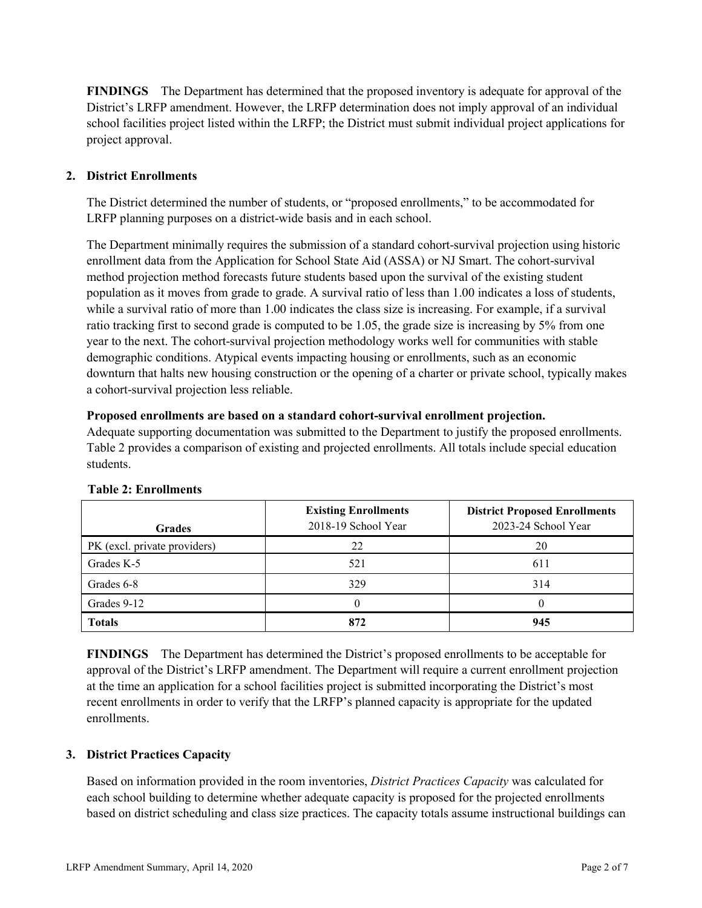**FINDINGS** The Department has determined that the proposed inventory is adequate for approval of the District's LRFP amendment. However, the LRFP determination does not imply approval of an individual school facilities project listed within the LRFP; the District must submit individual project applications for project approval.

## 2. District Enrollments

The District determined the number of students, or "proposed enrollments," to be accommodated for LRFP planning purposes on a district-wide basis and in each school.

The Department minimally requires the submission of a standard cohort-survival projection using historic enrollment data from the Application for School State Aid (ASSA) or NJ Smart. The cohort-survival method projection method forecasts future students based upon the survival of the existing student population as it moves from grade to grade. A survival ratio of less than 1.00 indicates a loss of students, while a survival ratio of more than 1.00 indicates the class size is increasing. For example, if a survival ratio tracking first to second grade is computed to be 1.05, the grade size is increasing by 5% from one year to the next. The cohort-survival projection methodology works well for communities with stable demographic conditions. Atypical events impacting housing or enrollments, such as an economic downturn that halts new housing construction or the opening of a charter or private school, typically makes a cohort-survival projection less reliable.

**Proposed enrollments are based on a standard cohort-survival enrollment projection.**
Adequate supporting documentation was submitted to the Department to justify the proposed enrollments. Table 2 provides a comparison of existing and projected enrollments. All totals include special education students.

**Table 2: Enrollments**

| Grades | Existing Enrollments 2018-19 School Year | District Proposed Enrollments 2023-24 School Year |
|---|---|---|
| PK (excl. private providers) | 22 | 20 |
| Grades K-5 | 521 | 611 |
| Grades 6-8 | 329 | 314 |
| Grades 9-12 | 0 | 0 |
| **Totals** | **872** | **945** |

**FINDINGS** The Department has determined the District's proposed enrollments to be acceptable for approval of the District's LRFP amendment. The Department will require a current enrollment projection at the time an application for a school facilities project is submitted incorporating the District's most recent enrollments in order to verify that the LRFP's planned capacity is appropriate for the updated enrollments.

## 3. District Practices Capacity

Based on information provided in the room inventories, *District Practices Capacity* was calculated for each school building to determine whether adequate capacity is proposed for the projected enrollments based on district scheduling and class size practices. The capacity totals assume instructional buildings can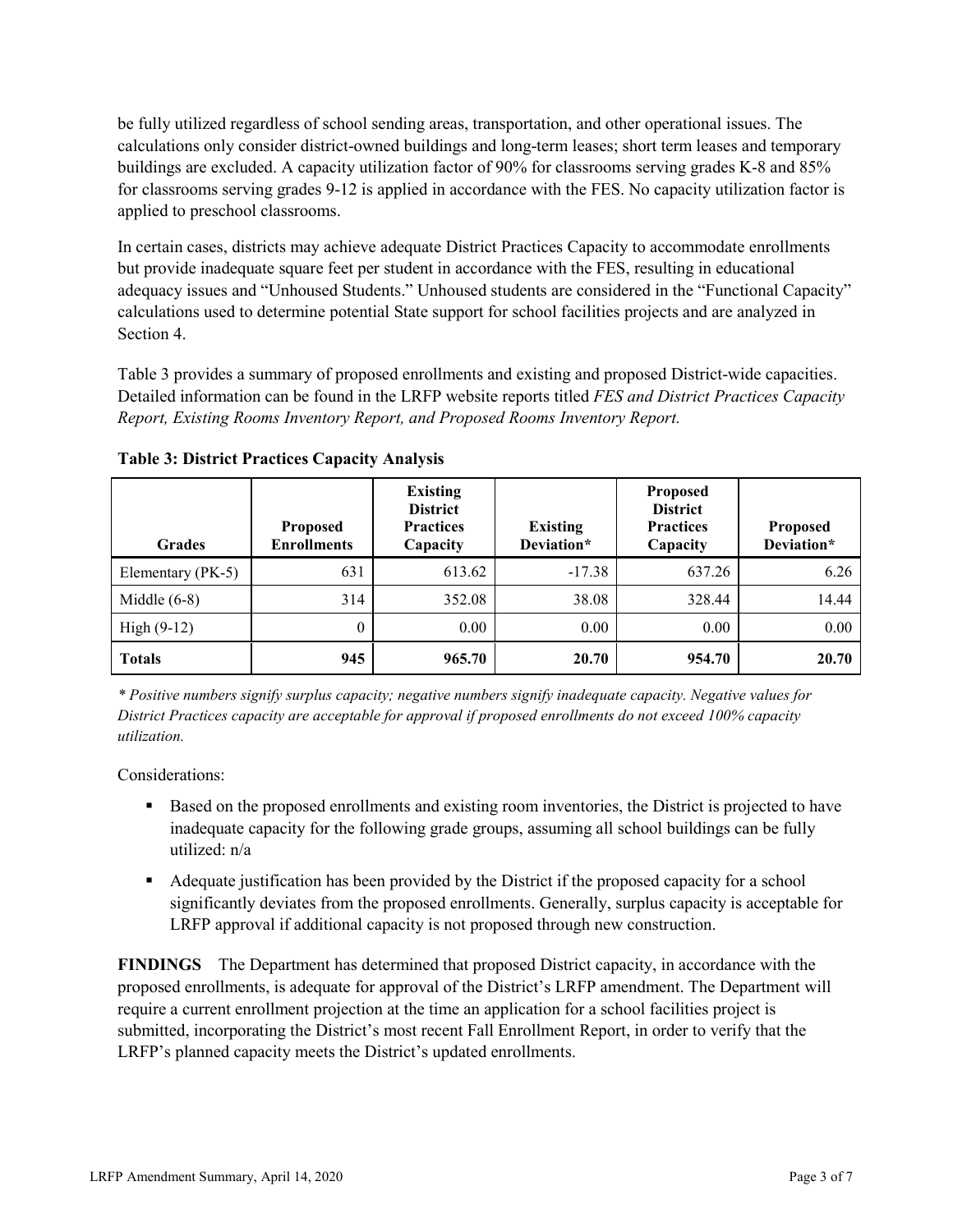be fully utilized regardless of school sending areas, transportation, and other operational issues. The calculations only consider district-owned buildings and long-term leases; short term leases and temporary buildings are excluded. A capacity utilization factor of 90% for classrooms serving grades K-8 and 85% for classrooms serving grades 9-12 is applied in accordance with the FES. No capacity utilization factor is applied to preschool classrooms.

In certain cases, districts may achieve adequate District Practices Capacity to accommodate enrollments but provide inadequate square feet per student in accordance with the FES, resulting in educational adequacy issues and "Unhoused Students." Unhoused students are considered in the "Functional Capacity" calculations used to determine potential State support for school facilities projects and are analyzed in Section 4.

Table 3 provides a summary of proposed enrollments and existing and proposed District-wide capacities. Detailed information can be found in the LRFP website reports titled *FES and District Practices Capacity Report, Existing Rooms Inventory Report, and Proposed Rooms Inventory Report.*

**Table 3: District Practices Capacity Analysis**

| Grades | Proposed Enrollments | Existing District Practices Capacity | Existing Deviation* | Proposed District Practices Capacity | Proposed Deviation* |
|---|---|---|---|---|---|
| Elementary (PK-5) | 631 | 613.62 | -17.38 | 637.26 | 6.26 |
| Middle (6-8) | 314 | 352.08 | 38.08 | 328.44 | 14.44 |
| High (9-12) | 0 | 0.00 | 0.00 | 0.00 | 0.00 |
| **Totals** | **945** | **965.70** | **20.70** | **954.70** | **20.70** |

*\* Positive numbers signify surplus capacity; negative numbers signify inadequate capacity. Negative values for District Practices capacity are acceptable for approval if proposed enrollments do not exceed 100% capacity utilization.*

Considerations:

- Based on the proposed enrollments and existing room inventories, the District is projected to have inadequate capacity for the following grade groups, assuming all school buildings can be fully utilized: n/a
- Adequate justification has been provided by the District if the proposed capacity for a school significantly deviates from the proposed enrollments. Generally, surplus capacity is acceptable for LRFP approval if additional capacity is not proposed through new construction.

**FINDINGS** The Department has determined that proposed District capacity, in accordance with the proposed enrollments, is adequate for approval of the District's LRFP amendment. The Department will require a current enrollment projection at the time an application for a school facilities project is submitted, incorporating the District's most recent Fall Enrollment Report, in order to verify that the LRFP's planned capacity meets the District's updated enrollments.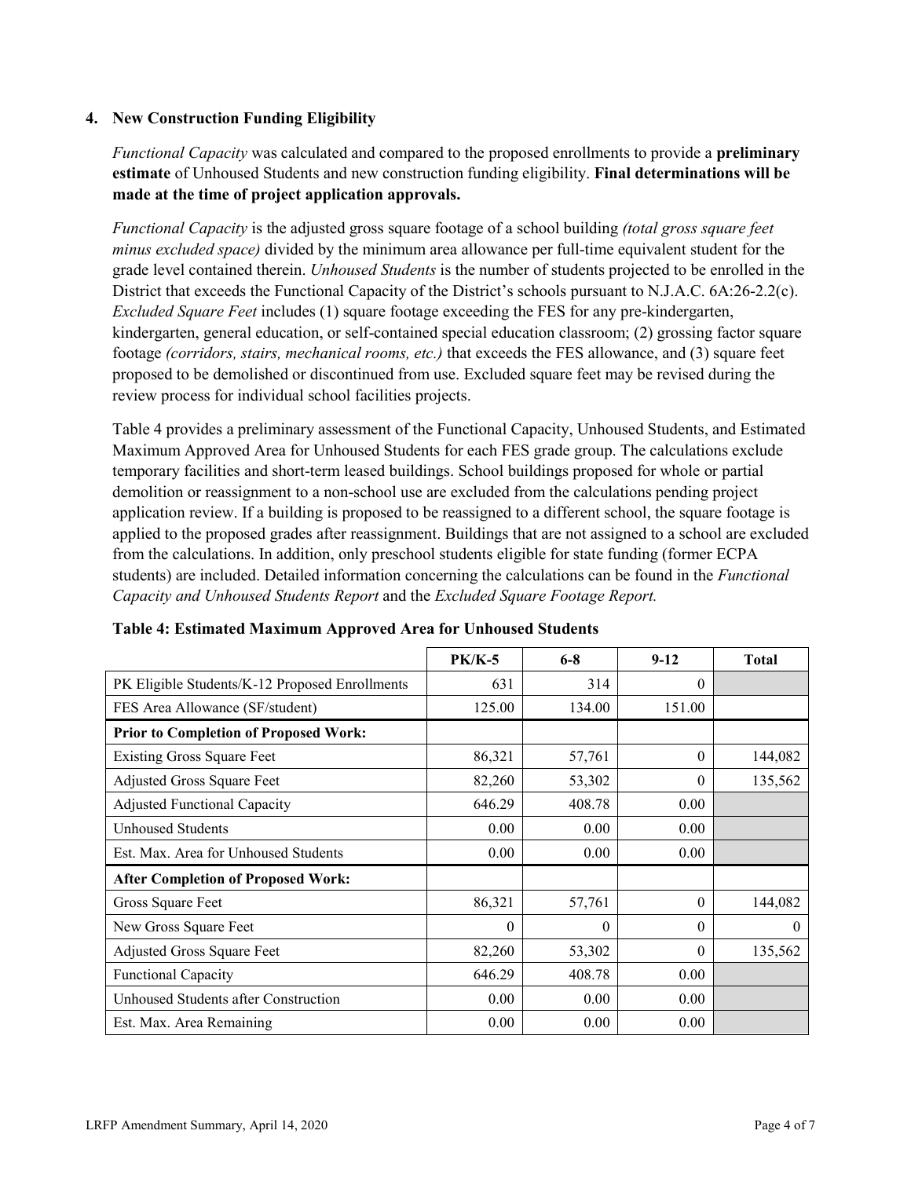### 4. New Construction Funding Eligibility

*Functional Capacity* was calculated and compared to the proposed enrollments to provide a **preliminary estimate** of Unhoused Students and new construction funding eligibility. **Final determinations will be made at the time of project application approvals.**

*Functional Capacity* is the adjusted gross square footage of a school building *(total gross square feet minus excluded space)* divided by the minimum area allowance per full-time equivalent student for the grade level contained therein. *Unhoused Students* is the number of students projected to be enrolled in the District that exceeds the Functional Capacity of the District's schools pursuant to N.J.A.C. 6A:26-2.2(c). *Excluded Square Feet* includes (1) square footage exceeding the FES for any pre-kindergarten, kindergarten, general education, or self-contained special education classroom; (2) grossing factor square footage *(corridors, stairs, mechanical rooms, etc.)* that exceeds the FES allowance, and (3) square feet proposed to be demolished or discontinued from use. Excluded square feet may be revised during the review process for individual school facilities projects.

Table 4 provides a preliminary assessment of the Functional Capacity, Unhoused Students, and Estimated Maximum Approved Area for Unhoused Students for each FES grade group. The calculations exclude temporary facilities and short-term leased buildings. School buildings proposed for whole or partial demolition or reassignment to a non-school use are excluded from the calculations pending project application review. If a building is proposed to be reassigned to a different school, the square footage is applied to the proposed grades after reassignment. Buildings that are not assigned to a school are excluded from the calculations. In addition, only preschool students eligible for state funding (former ECPA students) are included. Detailed information concerning the calculations can be found in the *Functional Capacity and Unhoused Students Report* and the *Excluded Square Footage Report.*

**Table 4: Estimated Maximum Approved Area for Unhoused Students**

| | PK/K-5 | 6-8 | 9-12 | Total |
|---|---|---|---|---|
| PK Eligible Students/K-12 Proposed Enrollments | 631 | 314 | 0 | |
| FES Area Allowance (SF/student) | 125.00 | 134.00 | 151.00 | |
| **Prior to Completion of Proposed Work:** | | | | |
| Existing Gross Square Feet | 86,321 | 57,761 | 0 | 144,082 |
| Adjusted Gross Square Feet | 82,260 | 53,302 | 0 | 135,562 |
| Adjusted Functional Capacity | 646.29 | 408.78 | 0.00 | |
| Unhoused Students | 0.00 | 0.00 | 0.00 | |
| Est. Max. Area for Unhoused Students | 0.00 | 0.00 | 0.00 | |
| **After Completion of Proposed Work:** | | | | |
| Gross Square Feet | 86,321 | 57,761 | 0 | 144,082 |
| New Gross Square Feet | 0 | 0 | 0 | 0 |
| Adjusted Gross Square Feet | 82,260 | 53,302 | 0 | 135,562 |
| Functional Capacity | 646.29 | 408.78 | 0.00 | |
| Unhoused Students after Construction | 0.00 | 0.00 | 0.00 | |
| Est. Max. Area Remaining | 0.00 | 0.00 | 0.00 | |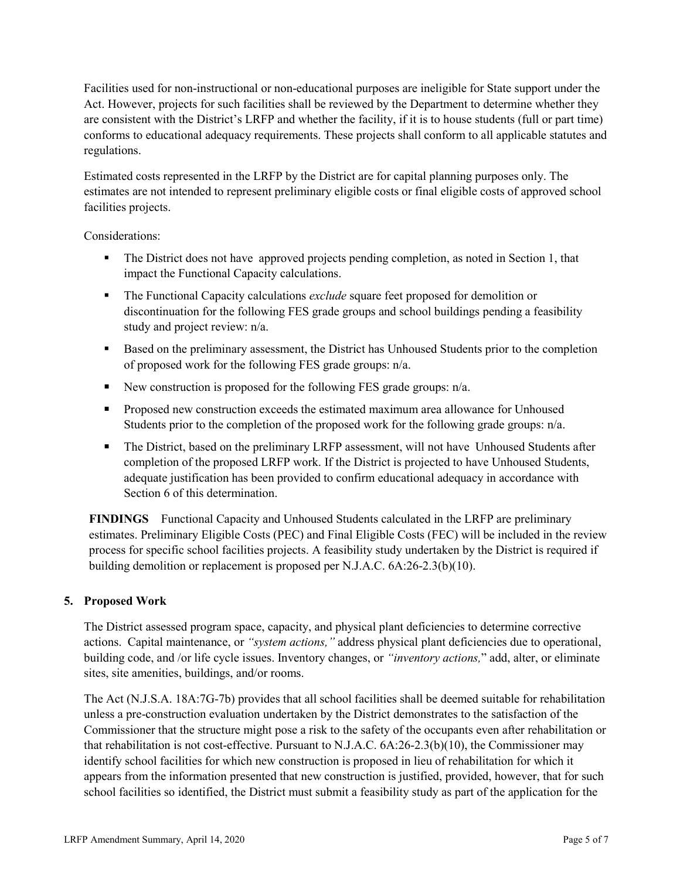Facilities used for non-instructional or non-educational purposes are ineligible for State support under the Act. However, projects for such facilities shall be reviewed by the Department to determine whether they are consistent with the District's LRFP and whether the facility, if it is to house students (full or part time) conforms to educational adequacy requirements. These projects shall conform to all applicable statutes and regulations.

Estimated costs represented in the LRFP by the District are for capital planning purposes only. The estimates are not intended to represent preliminary eligible costs or final eligible costs of approved school facilities projects.

Considerations:

- The District does not have approved projects pending completion, as noted in Section 1, that impact the Functional Capacity calculations.
- The Functional Capacity calculations *exclude* square feet proposed for demolition or discontinuation for the following FES grade groups and school buildings pending a feasibility study and project review: n/a.
- Based on the preliminary assessment, the District has Unhoused Students prior to the completion of proposed work for the following FES grade groups: n/a.
- New construction is proposed for the following FES grade groups: n/a.
- Proposed new construction exceeds the estimated maximum area allowance for Unhoused Students prior to the completion of the proposed work for the following grade groups: n/a.
- The District, based on the preliminary LRFP assessment, will not have Unhoused Students after completion of the proposed LRFP work. If the District is projected to have Unhoused Students, adequate justification has been provided to confirm educational adequacy in accordance with Section 6 of this determination.

**FINDINGS** Functional Capacity and Unhoused Students calculated in the LRFP are preliminary estimates. Preliminary Eligible Costs (PEC) and Final Eligible Costs (FEC) will be included in the review process for specific school facilities projects. A feasibility study undertaken by the District is required if building demolition or replacement is proposed per N.J.A.C. 6A:26-2.3(b)(10).

## 5. Proposed Work

The District assessed program space, capacity, and physical plant deficiencies to determine corrective actions. Capital maintenance, or *"system actions,"* address physical plant deficiencies due to operational, building code, and /or life cycle issues. Inventory changes, or *"inventory actions,"* add, alter, or eliminate sites, site amenities, buildings, and/or rooms.

The Act (N.J.S.A. 18A:7G-7b) provides that all school facilities shall be deemed suitable for rehabilitation unless a pre-construction evaluation undertaken by the District demonstrates to the satisfaction of the Commissioner that the structure might pose a risk to the safety of the occupants even after rehabilitation or that rehabilitation is not cost-effective. Pursuant to N.J.A.C. 6A:26-2.3(b)(10), the Commissioner may identify school facilities for which new construction is proposed in lieu of rehabilitation for which it appears from the information presented that new construction is justified, provided, however, that for such school facilities so identified, the District must submit a feasibility study as part of the application for the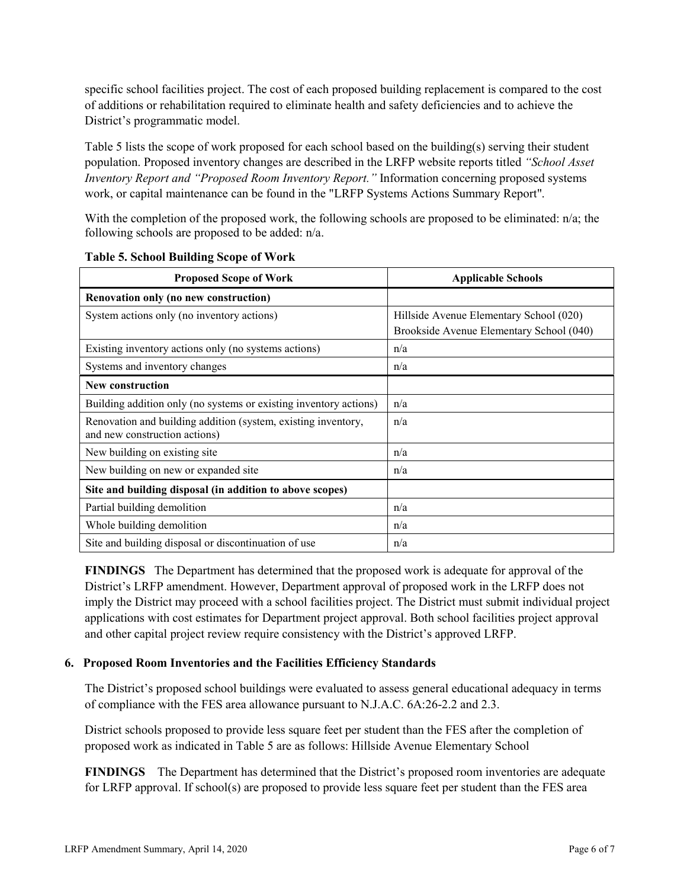specific school facilities project. The cost of each proposed building replacement is compared to the cost of additions or rehabilitation required to eliminate health and safety deficiencies and to achieve the District's programmatic model.

Table 5 lists the scope of work proposed for each school based on the building(s) serving their student population. Proposed inventory changes are described in the LRFP website reports titled *"School Asset Inventory Report and "Proposed Room Inventory Report."* Information concerning proposed systems work, or capital maintenance can be found in the "LRFP Systems Actions Summary Report".

With the completion of the proposed work, the following schools are proposed to be eliminated: n/a; the following schools are proposed to be added: n/a.

**Table 5. School Building Scope of Work**

| Proposed Scope of Work | Applicable Schools |
|---|---|
| **Renovation only (no new construction)** | |
| System actions only (no inventory actions) | Hillside Avenue Elementary School (020)<br>Brookside Avenue Elementary School (040) |
| Existing inventory actions only (no systems actions) | n/a |
| Systems and inventory changes | n/a |
| **New construction** | |
| Building addition only (no systems or existing inventory actions) | n/a |
| Renovation and building addition (system, existing inventory, and new construction actions) | n/a |
| New building on existing site | n/a |
| New building on new or expanded site | n/a |
| **Site and building disposal (in addition to above scopes)** | |
| Partial building demolition | n/a |
| Whole building demolition | n/a |
| Site and building disposal or discontinuation of use | n/a |

**FINDINGS** The Department has determined that the proposed work is adequate for approval of the District's LRFP amendment. However, Department approval of proposed work in the LRFP does not imply the District may proceed with a school facilities project. The District must submit individual project applications with cost estimates for Department project approval. Both school facilities project approval and other capital project review require consistency with the District's approved LRFP.

## 6. Proposed Room Inventories and the Facilities Efficiency Standards

The District's proposed school buildings were evaluated to assess general educational adequacy in terms of compliance with the FES area allowance pursuant to N.J.A.C. 6A:26-2.2 and 2.3.

District schools proposed to provide less square feet per student than the FES after the completion of proposed work as indicated in Table 5 are as follows: Hillside Avenue Elementary School

**FINDINGS** The Department has determined that the District's proposed room inventories are adequate for LRFP approval. If school(s) are proposed to provide less square feet per student than the FES area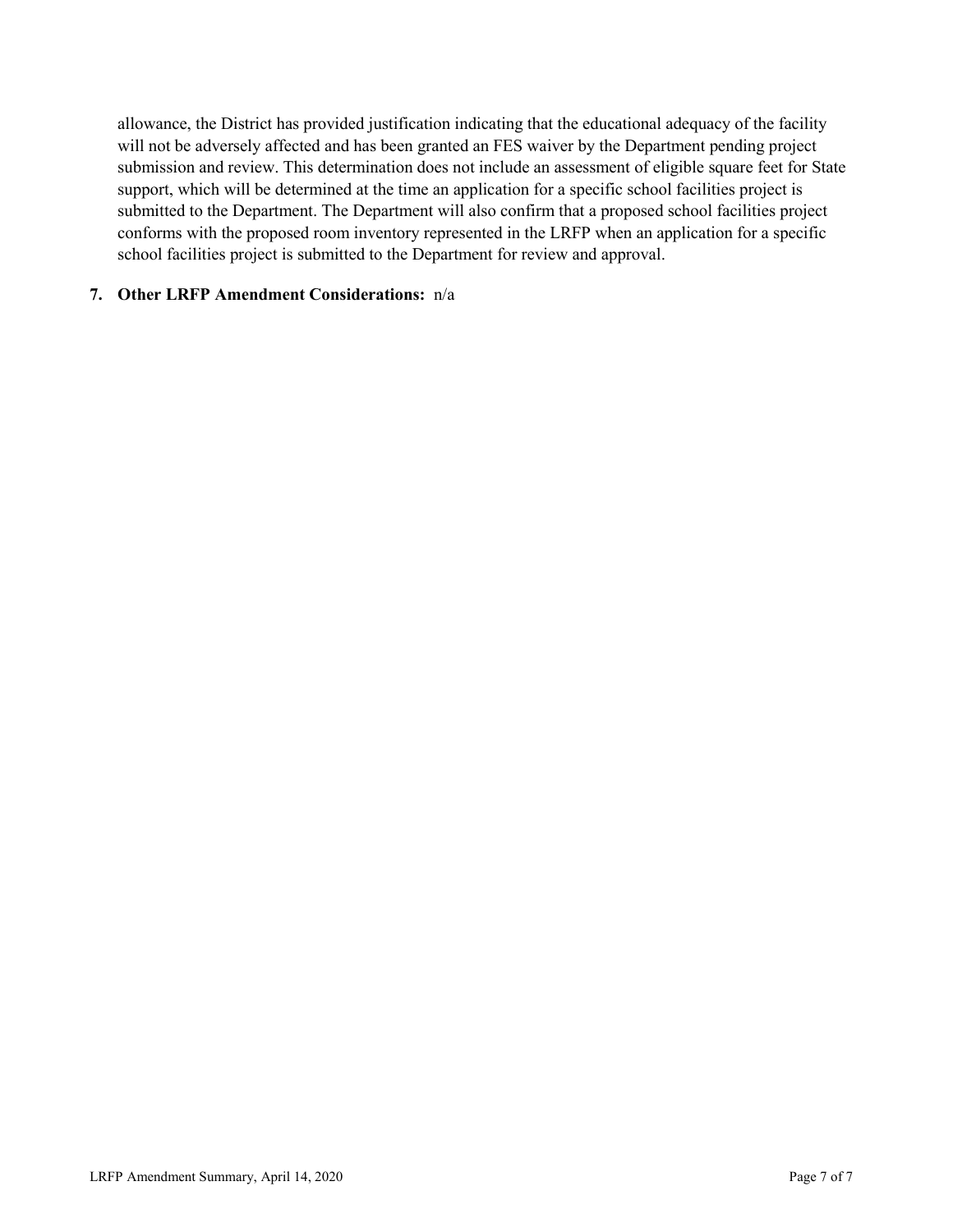allowance, the District has provided justification indicating that the educational adequacy of the facility will not be adversely affected and has been granted an FES waiver by the Department pending project submission and review. This determination does not include an assessment of eligible square feet for State support, which will be determined at the time an application for a specific school facilities project is submitted to the Department. The Department will also confirm that a proposed school facilities project conforms with the proposed room inventory represented in the LRFP when an application for a specific school facilities project is submitted to the Department for review and approval.

7. **Other LRFP Amendment Considerations:** n/a